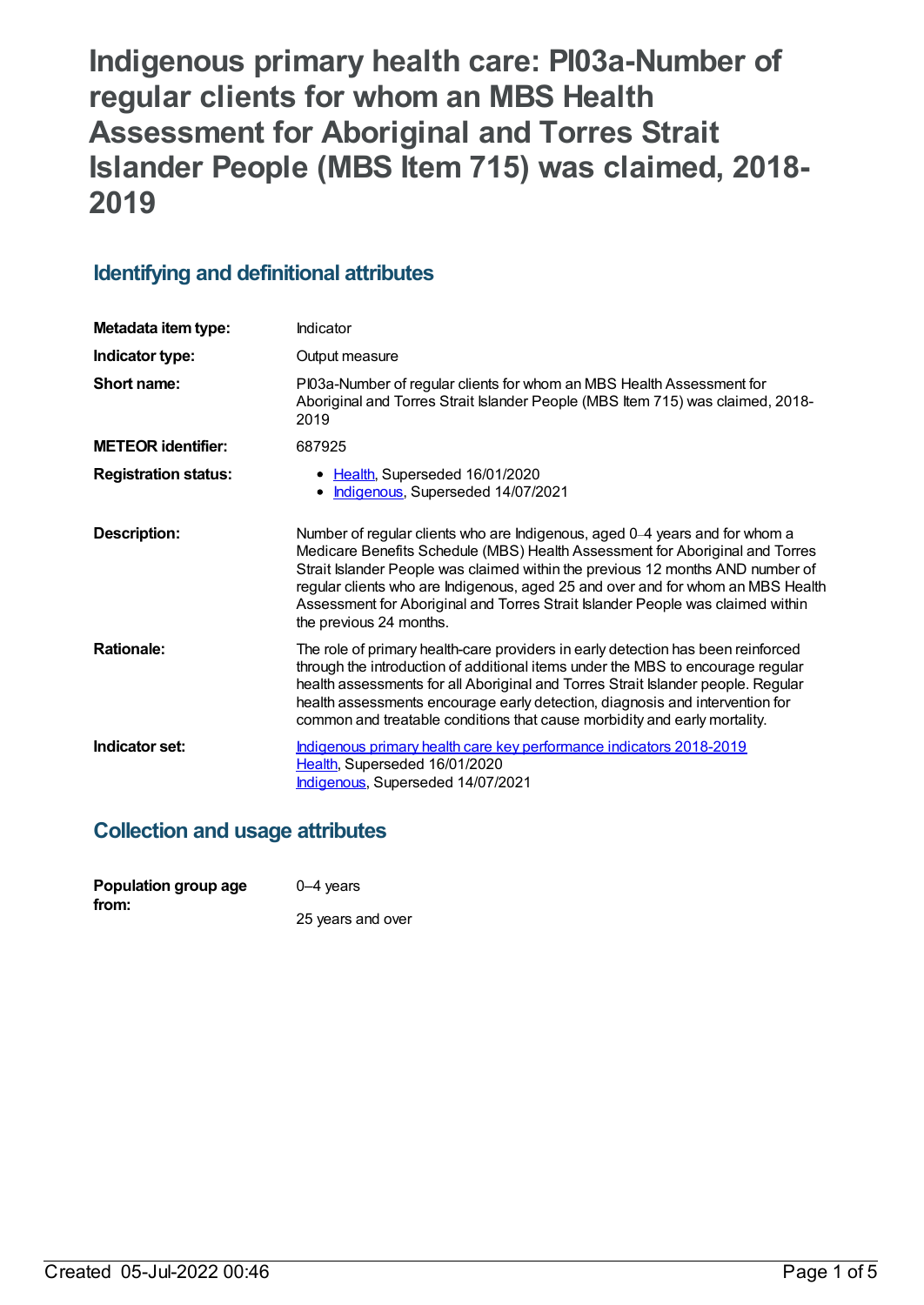# Indigenous primary health care: PI03a-Number of regular clients for whom an MBS Health Assessment for Aboriginal and Torres Strait Islander People (MBS Item 715) was claimed, 2018-2019

## Identifying and definitional attributes

| | |
|---|---|
| **Metadata item type:** | Indicator |
| **Indicator type:** | Output measure |
| **Short name:** | PI03a-Number of regular clients for whom an MBS Health Assessment for Aboriginal and Torres Strait Islander People (MBS Item 715) was claimed, 2018-2019 |
| **METEOR identifier:** | 687925 |
| **Registration status:** | • Health, Superseded 16/01/2020<br>• Indigenous, Superseded 14/07/2021 |
| **Description:** | Number of regular clients who are Indigenous, aged 0–4 years and for whom a Medicare Benefits Schedule (MBS) Health Assessment for Aboriginal and Torres Strait Islander People was claimed within the previous 12 months AND number of regular clients who are Indigenous, aged 25 and over and for whom an MBS Health Assessment for Aboriginal and Torres Strait Islander People was claimed within the previous 24 months. |
| **Rationale:** | The role of primary health-care providers in early detection has been reinforced through the introduction of additional items under the MBS to encourage regular health assessments for all Aboriginal and Torres Strait Islander people. Regular health assessments encourage early detection, diagnosis and intervention for common and treatable conditions that cause morbidity and early mortality. |
| **Indicator set:** | Indigenous primary health care key performance indicators 2018-2019<br>Health, Superseded 16/01/2020<br>Indigenous, Superseded 14/07/2021 |

## Collection and usage attributes

| | |
|---|---|
| **Population group age from:** | 0–4 years<br><br>25 years and over |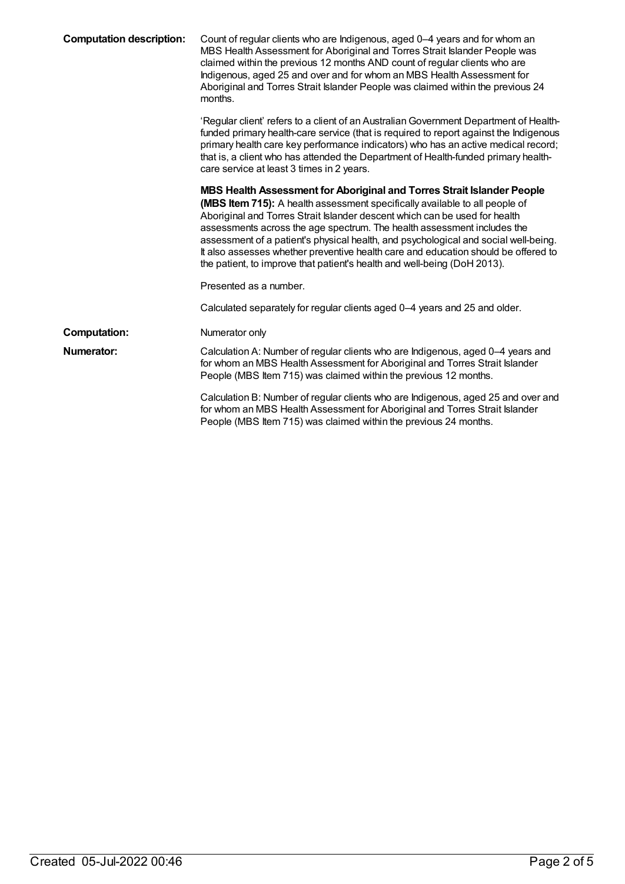**Computation description:** Count of regular clients who are Indigenous, aged 0–4 years and for whom an MBS Health Assessment for Aboriginal and Torres Strait Islander People was claimed within the previous 12 months AND count of regular clients who are Indigenous, aged 25 and over and for whom an MBS Health Assessment for Aboriginal and Torres Strait Islander People was claimed within the previous 24 months.

'Regular client' refers to a client of an Australian Government Department of Health-funded primary health-care service (that is required to report against the Indigenous primary health care key performance indicators) who has an active medical record; that is, a client who has attended the Department of Health-funded primary health-care service at least 3 times in 2 years.

**MBS Health Assessment for Aboriginal and Torres Strait Islander People (MBS Item 715):** A health assessment specifically available to all people of Aboriginal and Torres Strait Islander descent which can be used for health assessments across the age spectrum. The health assessment includes the assessment of a patient's physical health, and psychological and social well-being. It also assesses whether preventive health care and education should be offered to the patient, to improve that patient's health and well-being (DoH 2013).

Presented as a number.

Calculated separately for regular clients aged 0–4 years and 25 and older.

**Computation:** Numerator only

**Numerator:** Calculation A: Number of regular clients who are Indigenous, aged 0–4 years and for whom an MBS Health Assessment for Aboriginal and Torres Strait Islander People (MBS Item 715) was claimed within the previous 12 months.

Calculation B: Number of regular clients who are Indigenous, aged 25 and over and for whom an MBS Health Assessment for Aboriginal and Torres Strait Islander People (MBS Item 715) was claimed within the previous 24 months.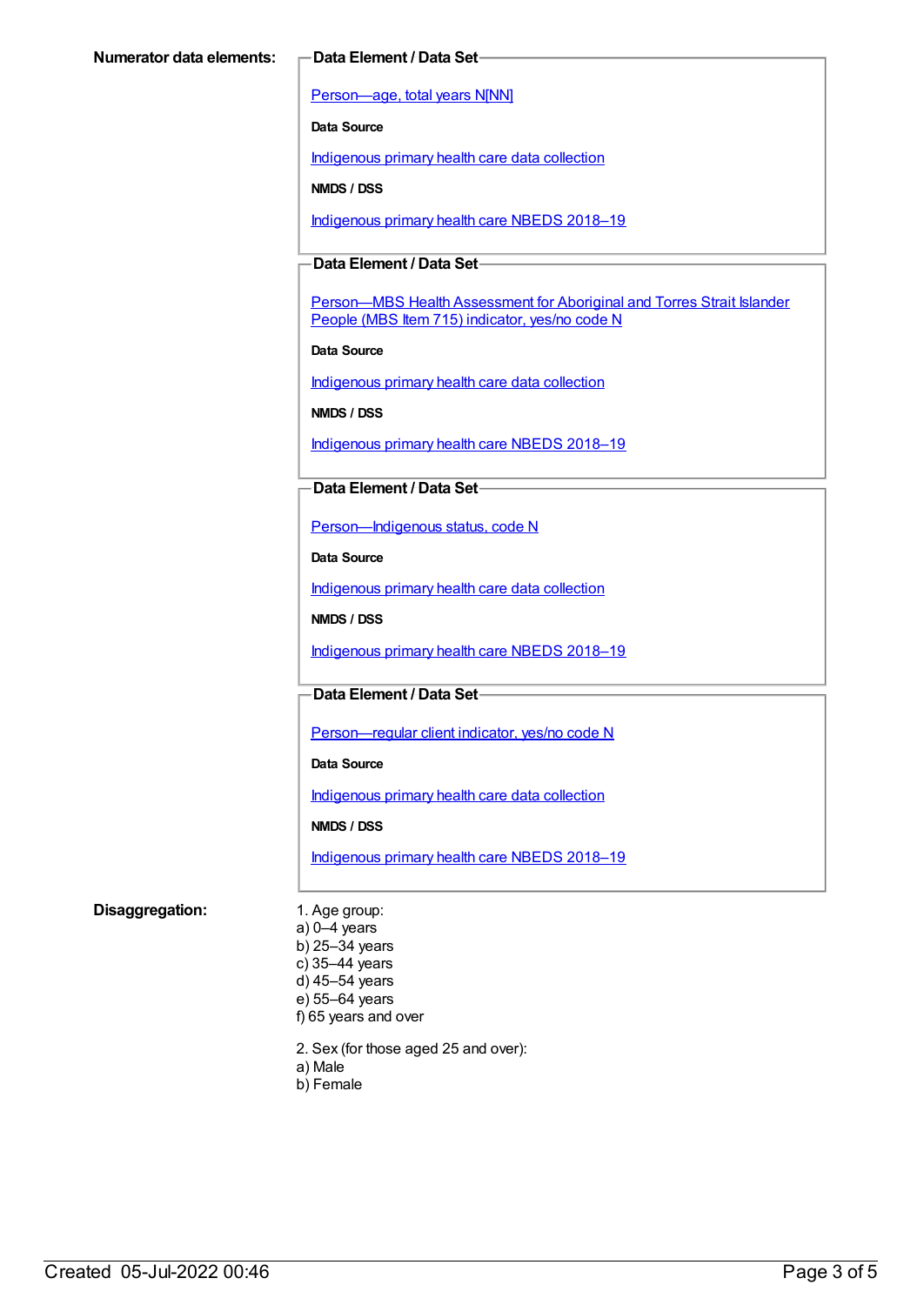**Numerator data elements:**

**Data Element / Data Set**

Person—age, total years N[NN]

**Data Source**

Indigenous primary health care data collection

**NMDS / DSS**

Indigenous primary health care NBEDS 2018–19

**Data Element / Data Set**

Person—MBS Health Assessment for Aboriginal and Torres Strait Islander People (MBS Item 715) indicator, yes/no code N

**Data Source**

Indigenous primary health care data collection

**NMDS / DSS**

Indigenous primary health care NBEDS 2018–19

**Data Element / Data Set**

Person—Indigenous status, code N

**Data Source**

Indigenous primary health care data collection

**NMDS / DSS**

Indigenous primary health care NBEDS 2018–19

**Data Element / Data Set**

Person—regular client indicator, yes/no code N

**Data Source**

Indigenous primary health care data collection

**NMDS / DSS**

Indigenous primary health care NBEDS 2018–19

**Disaggregation:**

1. Age group:
a) 0–4 years
b) 25–34 years
c) 35–44 years
d) 45–54 years
e) 55–64 years
f) 65 years and over

2. Sex (for those aged 25 and over):
a) Male
b) Female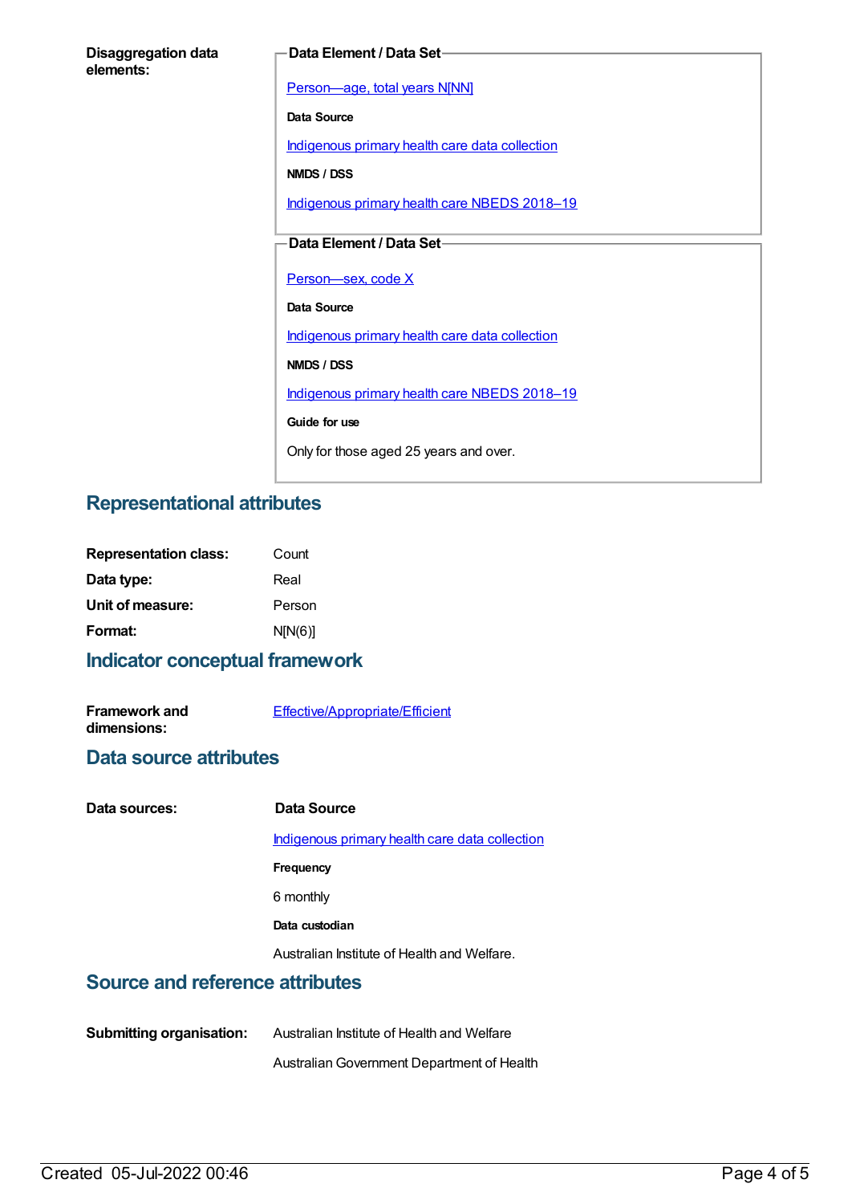**Disaggregation data elements:**

**Data Element / Data Set**

Person—age, total years N[NN]

**Data Source**

Indigenous primary health care data collection

**NMDS / DSS**

Indigenous primary health care NBEDS 2018–19

**Data Element / Data Set**

Person—sex, code X

**Data Source**

Indigenous primary health care data collection

**NMDS / DSS**

Indigenous primary health care NBEDS 2018–19

**Guide for use**

Only for those aged 25 years and over.

## Representational attributes

| | |
|---|---|
| **Representation class:** | Count |
| **Data type:** | Real |
| **Unit of measure:** | Person |
| **Format:** | N[N(6)] |

## Indicator conceptual framework

**Framework and dimensions:** Effective/Appropriate/Efficient

## Data source attributes

**Data sources:**

**Data Source**

Indigenous primary health care data collection

**Frequency**

6 monthly

**Data custodian**

Australian Institute of Health and Welfare.

## Source and reference attributes

**Submitting organisation:** Australian Institute of Health and Welfare

Australian Government Department of Health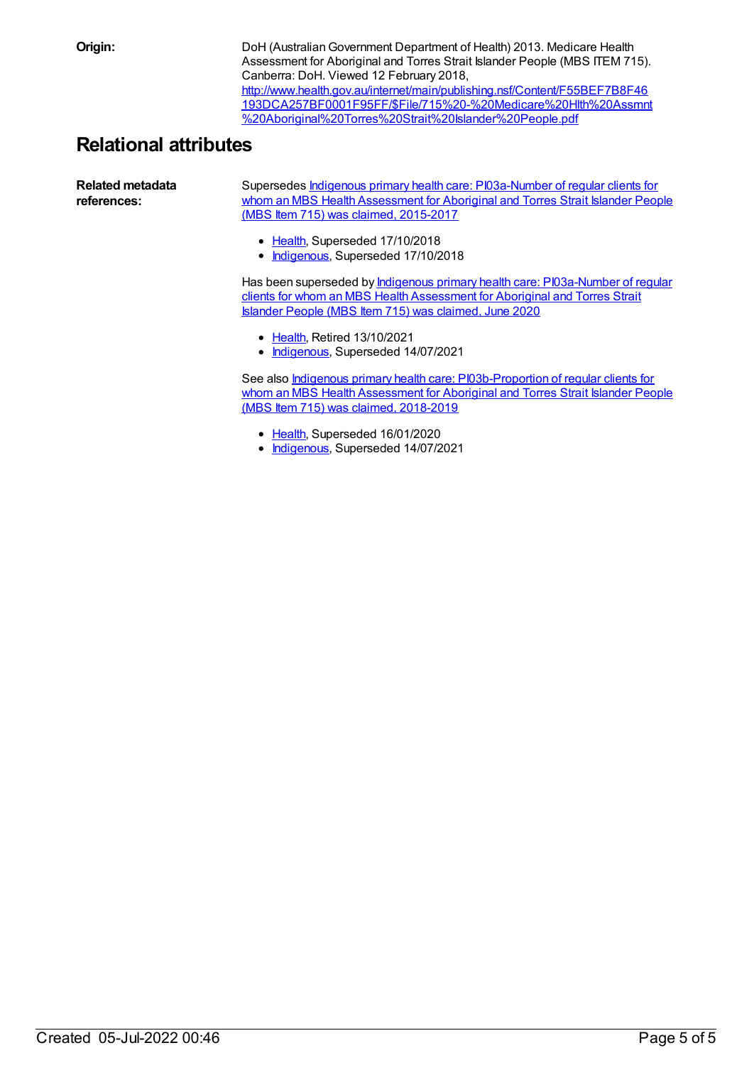**Origin:**

DoH (Australian Government Department of Health) 2013. Medicare Health Assessment for Aboriginal and Torres Strait Islander People (MBS ITEM 715). Canberra: DoH. Viewed 12 February 2018, http://www.health.gov.au/internet/main/publishing.nsf/Content/F55BEF7B8F46193DCA257BF0001F95FF/$File/715%20-%20Medicare%20Hlth%20Assmnt%20Aboriginal%20Torres%20Strait%20Islander%20People.pdf

## Relational attributes

**Related metadata references:**

Supersedes Indigenous primary health care: PI03a-Number of regular clients for whom an MBS Health Assessment for Aboriginal and Torres Strait Islander People (MBS Item 715) was claimed, 2015-2017

- Health, Superseded 17/10/2018
- Indigenous, Superseded 17/10/2018

Has been superseded by Indigenous primary health care: PI03a-Number of regular clients for whom an MBS Health Assessment for Aboriginal and Torres Strait Islander People (MBS Item 715) was claimed, June 2020

- Health, Retired 13/10/2021
- Indigenous, Superseded 14/07/2021

See also Indigenous primary health care: PI03b-Proportion of regular clients for whom an MBS Health Assessment for Aboriginal and Torres Strait Islander People (MBS Item 715) was claimed, 2018-2019

- Health, Superseded 16/01/2020
- Indigenous, Superseded 14/07/2021